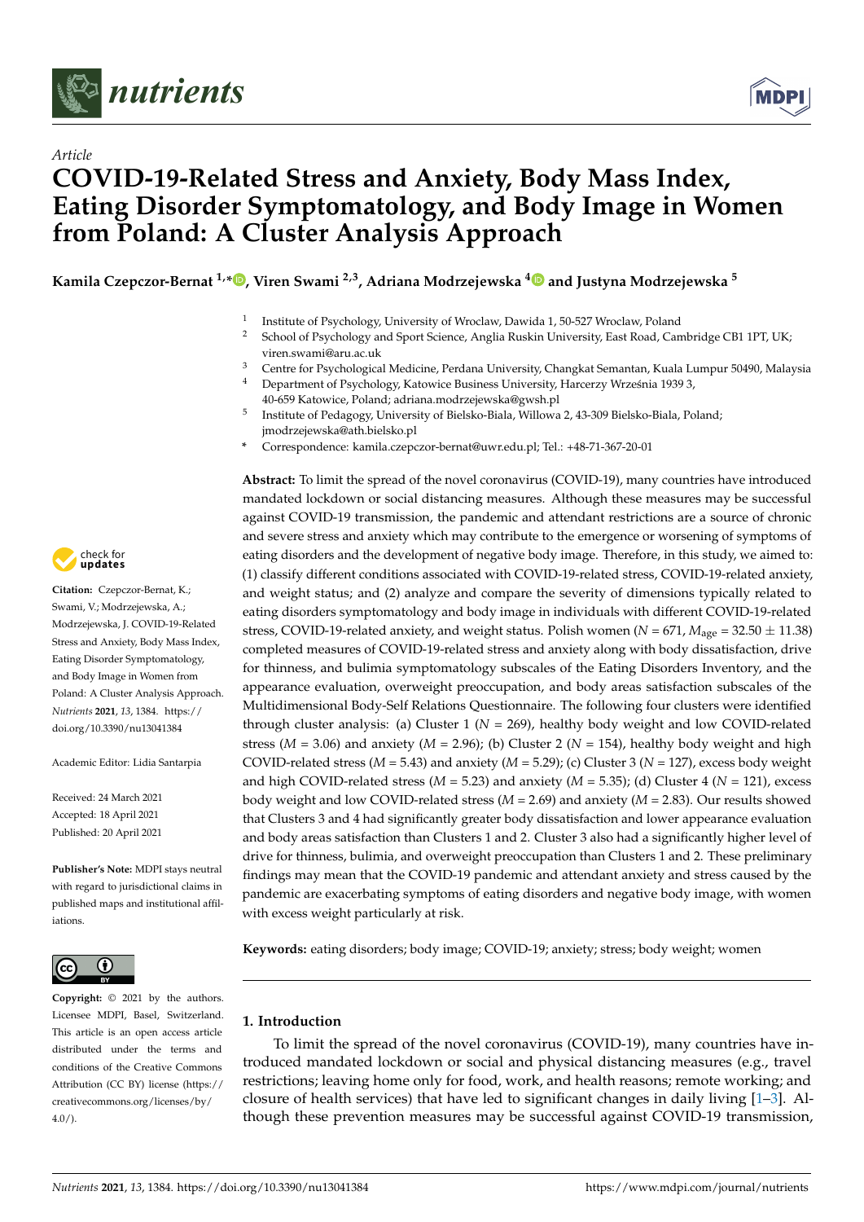Article

# COVID-19-Related Stress and Anxiety, Body Mass Index, Eating Disorder Symptomatology, and Body Image in Women from Poland: A Cluster Analysis Approach

**Kamila Czepczor-Bernat [1,*], Viren Swami [2,3], Adriana Modrzejewska [4] and Justyna Modrzejewska [5]**

[1] Institute of Psychology, University of Wroclaw, Dawida 1, 50-527 Wroclaw, Poland

[2] School of Psychology and Sport Science, Anglia Ruskin University, East Road, Cambridge CB1 1PT, UK; viren.swami@aru.ac.uk

[3] Centre for Psychological Medicine, Perdana University, Changkat Semantan, Kuala Lumpur 50490, Malaysia

[4] Department of Psychology, Katowice Business University, Harcerzy Września 1939 3, 40-659 Katowice, Poland; adriana.modrzejewska@gwsh.pl

[5] Institute of Pedagogy, University of Bielsko-Biala, Willowa 2, 43-309 Bielsko-Biala, Poland; jmodrzejewska@ath.bielsko.pl

[*] Correspondence: kamila.czepczor-bernat@uwr.edu.pl; Tel.: +48-71-367-20-01

**Citation:** Czepczor-Bernat, K.; Swami, V.; Modrzejewska, A.; Modrzejewska, J. COVID-19-Related Stress and Anxiety, Body Mass Index, Eating Disorder Symptomatology, and Body Image in Women from Poland: A Cluster Analysis Approach. *Nutrients* **2021**, *13*, 1384. https://doi.org/10.3390/nu13041384

Academic Editor: Lidia Santarpia

Received: 24 March 2021
Accepted: 18 April 2021
Published: 20 April 2021

**Publisher's Note:** MDPI stays neutral with regard to jurisdictional claims in published maps and institutional affiliations.

**Copyright:** © 2021 by the authors. Licensee MDPI, Basel, Switzerland. This article is an open access article distributed under the terms and conditions of the Creative Commons Attribution (CC BY) license (https://creativecommons.org/licenses/by/4.0/).

**Abstract:** To limit the spread of the novel coronavirus (COVID-19), many countries have introduced mandated lockdown or social distancing measures. Although these measures may be successful against COVID-19 transmission, the pandemic and attendant restrictions are a source of chronic and severe stress and anxiety which may contribute to the emergence or worsening of symptoms of eating disorders and the development of negative body image. Therefore, in this study, we aimed to: (1) classify different conditions associated with COVID-19-related stress, COVID-19-related anxiety, and weight status; and (2) analyze and compare the severity of dimensions typically related to eating disorders symptomatology and body image in individuals with different COVID-19-related stress, COVID-19-related anxiety, and weight status. Polish women ($N$ = 671, $M_{age}$ = 32.50 ± 11.38) completed measures of COVID-19-related stress and anxiety along with body dissatisfaction, drive for thinness, and bulimia symptomatology subscales of the Eating Disorders Inventory, and the appearance evaluation, overweight preoccupation, and body areas satisfaction subscales of the Multidimensional Body-Self Relations Questionnaire. The following four clusters were identified through cluster analysis: (a) Cluster 1 ($N$ = 269), healthy body weight and low COVID-related stress ($M$ = 3.06) and anxiety ($M$ = 2.96); (b) Cluster 2 ($N$ = 154), healthy body weight and high COVID-related stress ($M$ = 5.43) and anxiety ($M$ = 5.29); (c) Cluster 3 ($N$ = 127), excess body weight and high COVID-related stress ($M$ = 5.23) and anxiety ($M$ = 5.35); (d) Cluster 4 ($N$ = 121), excess body weight and low COVID-related stress ($M$ = 2.69) and anxiety ($M$ = 2.83). Our results showed that Clusters 3 and 4 had significantly greater body dissatisfaction and lower appearance evaluation and body areas satisfaction than Clusters 1 and 2. Cluster 3 also had a significantly higher level of drive for thinness, bulimia, and overweight preoccupation than Clusters 1 and 2. These preliminary findings may mean that the COVID-19 pandemic and attendant anxiety and stress caused by the pandemic are exacerbating symptoms of eating disorders and negative body image, with women with excess weight particularly at risk.

**Keywords:** eating disorders; body image; COVID-19; anxiety; stress; body weight; women

## 1. Introduction

To limit the spread of the novel coronavirus (COVID-19), many countries have introduced mandated lockdown or social and physical distancing measures (e.g., travel restrictions; leaving home only for food, work, and health reasons; remote working; and closure of health services) that have led to significant changes in daily living [1–3]. Although these prevention measures may be successful against COVID-19 transmission,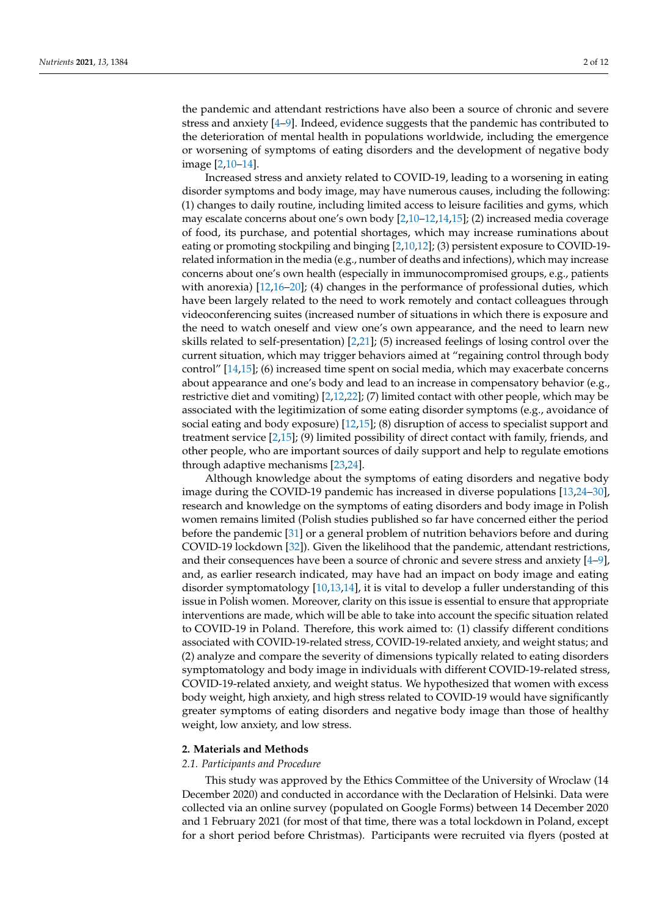the pandemic and attendant restrictions have also been a source of chronic and severe stress and anxiety [4–9]. Indeed, evidence suggests that the pandemic has contributed to the deterioration of mental health in populations worldwide, including the emergence or worsening of symptoms of eating disorders and the development of negative body image [2,10–14].

Increased stress and anxiety related to COVID-19, leading to a worsening in eating disorder symptoms and body image, may have numerous causes, including the following: (1) changes to daily routine, including limited access to leisure facilities and gyms, which may escalate concerns about one's own body [2,10–12,14,15]; (2) increased media coverage of food, its purchase, and potential shortages, which may increase ruminations about eating or promoting stockpiling and binging [2,10,12]; (3) persistent exposure to COVID-19-related information in the media (e.g., number of deaths and infections), which may increase concerns about one's own health (especially in immunocompromised groups, e.g., patients with anorexia) [12,16–20]; (4) changes in the performance of professional duties, which have been largely related to the need to work remotely and contact colleagues through videoconferencing suites (increased number of situations in which there is exposure and the need to watch oneself and view one's own appearance, and the need to learn new skills related to self-presentation) [2,21]; (5) increased feelings of losing control over the current situation, which may trigger behaviors aimed at "regaining control through body control" [14,15]; (6) increased time spent on social media, which may exacerbate concerns about appearance and one's body and lead to an increase in compensatory behavior (e.g., restrictive diet and vomiting) [2,12,22]; (7) limited contact with other people, which may be associated with the legitimization of some eating disorder symptoms (e.g., avoidance of social eating and body exposure) [12,15]; (8) disruption of access to specialist support and treatment service [2,15]; (9) limited possibility of direct contact with family, friends, and other people, who are important sources of daily support and help to regulate emotions through adaptive mechanisms [23,24].

Although knowledge about the symptoms of eating disorders and negative body image during the COVID-19 pandemic has increased in diverse populations [13,24–30], research and knowledge on the symptoms of eating disorders and body image in Polish women remains limited (Polish studies published so far have concerned either the period before the pandemic [31] or a general problem of nutrition behaviors before and during COVID-19 lockdown [32]). Given the likelihood that the pandemic, attendant restrictions, and their consequences have been a source of chronic and severe stress and anxiety [4–9], and, as earlier research indicated, may have had an impact on body image and eating disorder symptomatology [10,13,14], it is vital to develop a fuller understanding of this issue in Polish women. Moreover, clarity on this issue is essential to ensure that appropriate interventions are made, which will be able to take into account the specific situation related to COVID-19 in Poland. Therefore, this work aimed to: (1) classify different conditions associated with COVID-19-related stress, COVID-19-related anxiety, and weight status; and (2) analyze and compare the severity of dimensions typically related to eating disorders symptomatology and body image in individuals with different COVID-19-related stress, COVID-19-related anxiety, and weight status. We hypothesized that women with excess body weight, high anxiety, and high stress related to COVID-19 would have significantly greater symptoms of eating disorders and negative body image than those of healthy weight, low anxiety, and low stress.

## 2. Materials and Methods

### 2.1. Participants and Procedure

This study was approved by the Ethics Committee of the University of Wroclaw (14 December 2020) and conducted in accordance with the Declaration of Helsinki. Data were collected via an online survey (populated on Google Forms) between 14 December 2020 and 1 February 2021 (for most of that time, there was a total lockdown in Poland, except for a short period before Christmas). Participants were recruited via flyers (posted at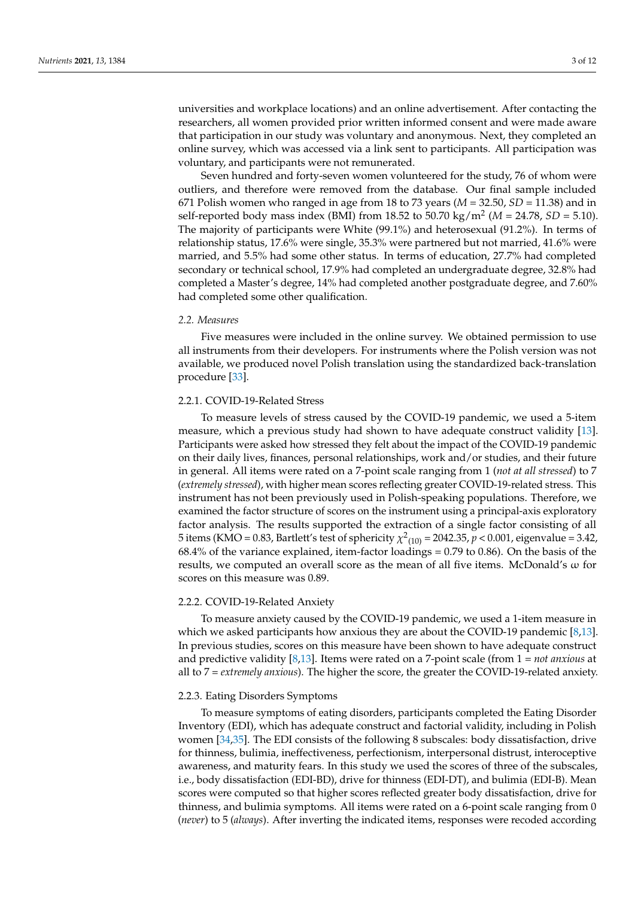universities and workplace locations) and an online advertisement. After contacting the researchers, all women provided prior written informed consent and were made aware that participation in our study was voluntary and anonymous. Next, they completed an online survey, which was accessed via a link sent to participants. All participation was voluntary, and participants were not remunerated.

Seven hundred and forty-seven women volunteered for the study, 76 of whom were outliers, and therefore were removed from the database. Our final sample included 671 Polish women who ranged in age from 18 to 73 years (*M* = 32.50, *SD* = 11.38) and in self-reported body mass index (BMI) from 18.52 to 50.70 kg/m$^2$ (*M* = 24.78, *SD* = 5.10). The majority of participants were White (99.1%) and heterosexual (91.2%). In terms of relationship status, 17.6% were single, 35.3% were partnered but not married, 41.6% were married, and 5.5% had some other status. In terms of education, 27.7% had completed secondary or technical school, 17.9% had completed an undergraduate degree, 32.8% had completed a Master's degree, 14% had completed another postgraduate degree, and 7.60% had completed some other qualification.

### 2.2. Measures

Five measures were included in the online survey. We obtained permission to use all instruments from their developers. For instruments where the Polish version was not available, we produced novel Polish translation using the standardized back-translation procedure [33].

#### 2.2.1. COVID-19-Related Stress

To measure levels of stress caused by the COVID-19 pandemic, we used a 5-item measure, which a previous study had shown to have adequate construct validity [13]. Participants were asked how stressed they felt about the impact of the COVID-19 pandemic on their daily lives, finances, personal relationships, work and/or studies, and their future in general. All items were rated on a 7-point scale ranging from 1 (*not at all stressed*) to 7 (*extremely stressed*), with higher mean scores reflecting greater COVID-19-related stress. This instrument has not been previously used in Polish-speaking populations. Therefore, we examined the factor structure of scores on the instrument using a principal-axis exploratory factor analysis. The results supported the extraction of a single factor consisting of all 5 items (KMO = 0.83, Bartlett's test of sphericity $\chi^2_{(10)}$ = 2042.35, $p < 0.001$, eigenvalue = 3.42, 68.4% of the variance explained, item-factor loadings = 0.79 to 0.86). On the basis of the results, we computed an overall score as the mean of all five items. McDonald's $\omega$ for scores on this measure was 0.89.

#### 2.2.2. COVID-19-Related Anxiety

To measure anxiety caused by the COVID-19 pandemic, we used a 1-item measure in which we asked participants how anxious they are about the COVID-19 pandemic [8,13]. In previous studies, scores on this measure have been shown to have adequate construct and predictive validity [8,13]. Items were rated on a 7-point scale (from 1 = *not anxious* at all to 7 = *extremely anxious*). The higher the score, the greater the COVID-19-related anxiety.

#### 2.2.3. Eating Disorders Symptoms

To measure symptoms of eating disorders, participants completed the Eating Disorder Inventory (EDI), which has adequate construct and factorial validity, including in Polish women [34,35]. The EDI consists of the following 8 subscales: body dissatisfaction, drive for thinness, bulimia, ineffectiveness, perfectionism, interpersonal distrust, interoceptive awareness, and maturity fears. In this study we used the scores of three of the subscales, i.e., body dissatisfaction (EDI-BD), drive for thinness (EDI-DT), and bulimia (EDI-B). Mean scores were computed so that higher scores reflected greater body dissatisfaction, drive for thinness, and bulimia symptoms. All items were rated on a 6-point scale ranging from 0 (*never*) to 5 (*always*). After inverting the indicated items, responses were recoded according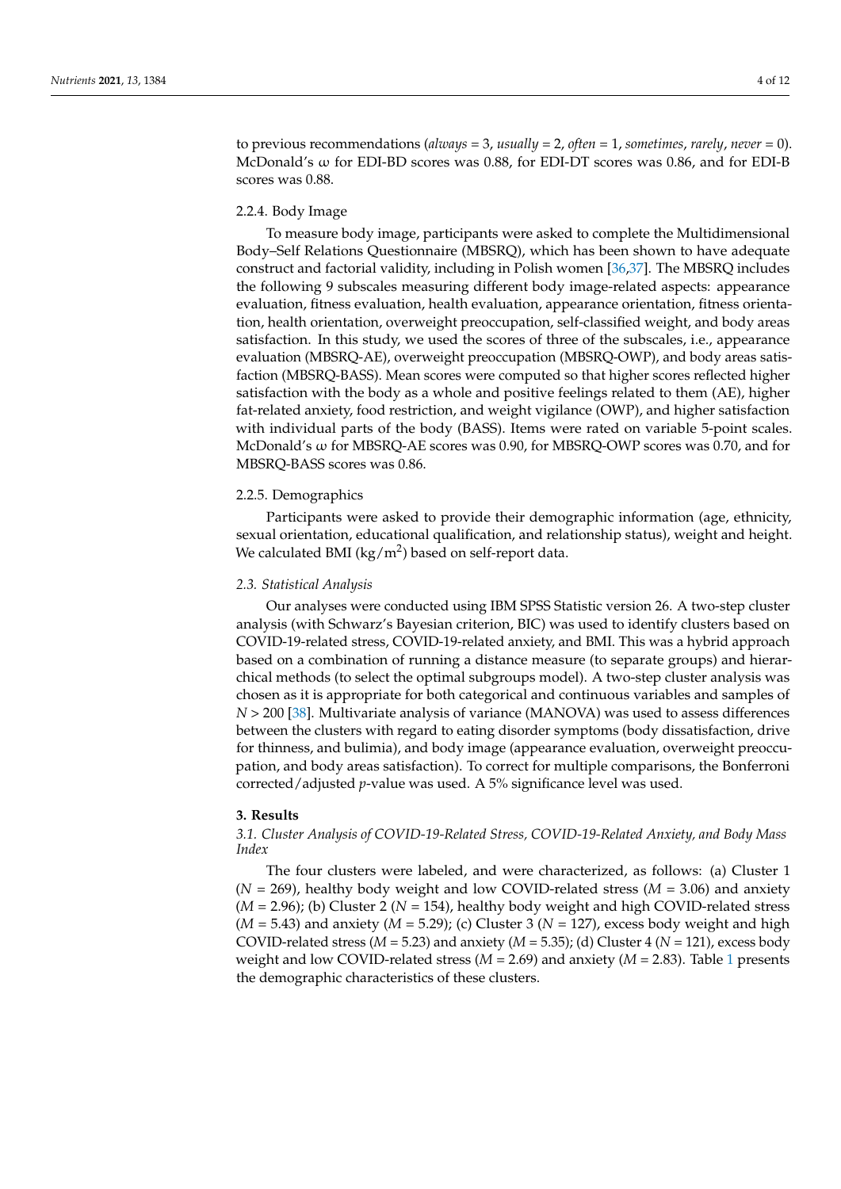to previous recommendations (*always* = 3, *usually* = 2, *often* = 1, *sometimes*, *rarely*, *never* = 0). McDonald's ω for EDI-BD scores was 0.88, for EDI-DT scores was 0.86, and for EDI-B scores was 0.88.

#### 2.2.4. Body Image

To measure body image, participants were asked to complete the Multidimensional Body–Self Relations Questionnaire (MBSRQ), which has been shown to have adequate construct and factorial validity, including in Polish women [36,37]. The MBSRQ includes the following 9 subscales measuring different body image-related aspects: appearance evaluation, fitness evaluation, health evaluation, appearance orientation, fitness orientation, health orientation, overweight preoccupation, self-classified weight, and body areas satisfaction. In this study, we used the scores of three of the subscales, i.e., appearance evaluation (MBSRQ-AE), overweight preoccupation (MBSRQ-OWP), and body areas satisfaction (MBSRQ-BASS). Mean scores were computed so that higher scores reflected higher satisfaction with the body as a whole and positive feelings related to them (AE), higher fat-related anxiety, food restriction, and weight vigilance (OWP), and higher satisfaction with individual parts of the body (BASS). Items were rated on variable 5-point scales. McDonald's ω for MBSRQ-AE scores was 0.90, for MBSRQ-OWP scores was 0.70, and for MBSRQ-BASS scores was 0.86.

#### 2.2.5. Demographics

Participants were asked to provide their demographic information (age, ethnicity, sexual orientation, educational qualification, and relationship status), weight and height. We calculated BMI ($kg/m^2$) based on self-report data.

### *2.3. Statistical Analysis*

Our analyses were conducted using IBM SPSS Statistic version 26. A two-step cluster analysis (with Schwarz's Bayesian criterion, BIC) was used to identify clusters based on COVID-19-related stress, COVID-19-related anxiety, and BMI. This was a hybrid approach based on a combination of running a distance measure (to separate groups) and hierarchical methods (to select the optimal subgroups model). A two-step cluster analysis was chosen as it is appropriate for both categorical and continuous variables and samples of $N > 200$ [38]. Multivariate analysis of variance (MANOVA) was used to assess differences between the clusters with regard to eating disorder symptoms (body dissatisfaction, drive for thinness, and bulimia), and body image (appearance evaluation, overweight preoccupation, and body areas satisfaction). To correct for multiple comparisons, the Bonferroni corrected/adjusted *p*-value was used. A 5% significance level was used.

## 3. Results

### *3.1. Cluster Analysis of COVID-19-Related Stress, COVID-19-Related Anxiety, and Body Mass Index*

The four clusters were labeled, and were characterized, as follows: (a) Cluster 1 ($N = 269$), healthy body weight and low COVID-related stress ($M = 3.06$) and anxiety ($M = 2.96$); (b) Cluster 2 ($N = 154$), healthy body weight and high COVID-related stress ($M = 5.43$) and anxiety ($M = 5.29$); (c) Cluster 3 ($N = 127$), excess body weight and high COVID-related stress ($M = 5.23$) and anxiety ($M = 5.35$); (d) Cluster 4 ($N = 121$), excess body weight and low COVID-related stress ($M = 2.69$) and anxiety ($M = 2.83$). Table 1 presents the demographic characteristics of these clusters.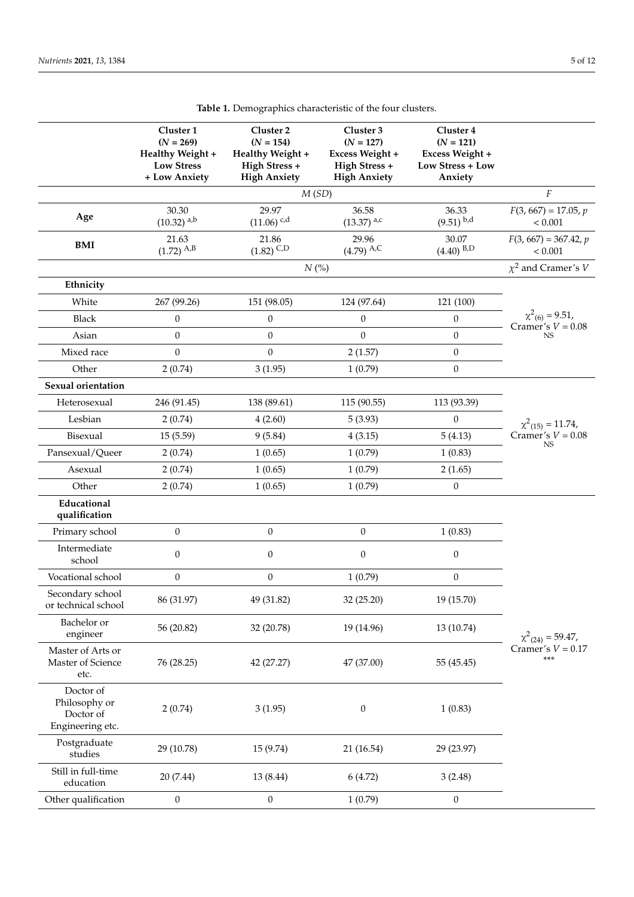**Table 1.** Demographics characteristic of the four clusters.

| | Cluster 1 ($N$ = 269) Healthy Weight + Low Stress + Low Anxiety | Cluster 2 ($N$ = 154) Healthy Weight + High Stress + High Anxiety | Cluster 3 ($N$ = 127) Excess Weight + High Stress + High Anxiety | Cluster 4 ($N$ = 121) Excess Weight + Low Stress + Low Anxiety | |
|---|---|---|---|---|---|
| | | | $M$ ($SD$) | | $F$ |
| **Age** | 30.30 (10.32) $^{a,b}$ | 29.97 (11.06) $^{c,d}$ | 36.58 (13.37) $^{a,c}$ | 36.33 (9.51) $^{b,d}$ | $F(3, 667) = 17.05$, $p < 0.001$ |
| **BMI** | 21.63 (1.72) $^{A,B}$ | 21.86 (1.82) $^{C,D}$ | 29.96 (4.79) $^{A,C}$ | 30.07 (4.40) $^{B,D}$ | $F(3, 667) = 367.42$, $p < 0.001$ |
| | | | $N$ (%) | | $\chi^2$ and Cramer's $V$ |
| **Ethnicity** | | | | | |
| White | 267 (99.26) | 151 (98.05) | 124 (97.64) | 121 (100) | $\chi^2_{(6)} = 9.51$, Cramer's $V$ = 0.08 NS |
| Black | 0 | 0 | 0 | 0 | |
| Asian | 0 | 0 | 0 | 0 | |
| Mixed race | 0 | 0 | 2 (1.57) | 0 | |
| Other | 2 (0.74) | 3 (1.95) | 1 (0.79) | 0 | |
| **Sexual orientation** | | | | | |
| Heterosexual | 246 (91.45) | 138 (89.61) | 115 (90.55) | 113 (93.39) | $\chi^2_{(15)} = 11.74$, Cramer's $V$ = 0.08 NS |
| Lesbian | 2 (0.74) | 4 (2.60) | 5 (3.93) | 0 | |
| Bisexual | 15 (5.59) | 9 (5.84) | 4 (3.15) | 5 (4.13) | |
| Pansexual/Queer | 2 (0.74) | 1 (0.65) | 1 (0.79) | 1 (0.83) | |
| Asexual | 2 (0.74) | 1 (0.65) | 1 (0.79) | 2 (1.65) | |
| Other | 2 (0.74) | 1 (0.65) | 1 (0.79) | 0 | |
| **Educational qualification** | | | | | |
| Primary school | 0 | 0 | 0 | 1 (0.83) | $\chi^2_{(24)} = 59.47$, Cramer's $V$ = 0.17 *** |
| Intermediate school | 0 | 0 | 0 | 0 | |
| Vocational school | 0 | 0 | 1 (0.79) | 0 | |
| Secondary school or technical school | 86 (31.97) | 49 (31.82) | 32 (25.20) | 19 (15.70) | |
| Bachelor or engineer | 56 (20.82) | 32 (20.78) | 19 (14.96) | 13 (10.74) | |
| Master of Arts or Master of Science etc. | 76 (28.25) | 42 (27.27) | 47 (37.00) | 55 (45.45) | |
| Doctor of Philosophy or Doctor of Engineering etc. | 2 (0.74) | 3 (1.95) | 0 | 1 (0.83) | |
| Postgraduate studies | 29 (10.78) | 15 (9.74) | 21 (16.54) | 29 (23.97) | |
| Still in full-time education | 20 (7.44) | 13 (8.44) | 6 (4.72) | 3 (2.48) | |
| Other qualification | 0 | 0 | 1 (0.79) | 0 | |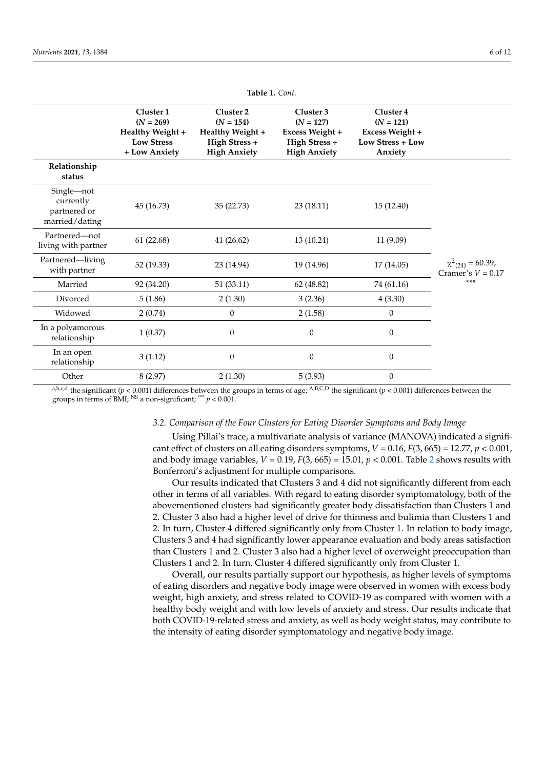**Table 1.** *Cont.*

| | Cluster 1 ($N$ = 269) Healthy Weight + Low Stress + Low Anxiety | Cluster 2 ($N$ = 154) Healthy Weight + High Stress + High Anxiety | Cluster 3 ($N$ = 127) Excess Weight + High Stress + High Anxiety | Cluster 4 ($N$ = 121) Excess Weight + Low Stress + Low Anxiety | |
|---|---|---|---|---|---|
| **Relationship status** | | | | | |
| Single—not currently partnered or married/dating | 45 (16.73) | 35 (22.73) | 23 (18.11) | 15 (12.40) | |
| Partnered—not living with partner | 61 (22.68) | 41 (26.62) | 13 (10.24) | 11 (9.09) | |
| Partnered—living with partner | 52 (19.33) | 23 (14.94) | 19 (14.96) | 17 (14.05) | $\chi^2_{(24)}$ = 60.39, Cramer's $V$ = 0.17 *** |
| Married | 92 (34.20) | 51 (33.11) | 62 (48.82) | 74 (61.16) | |
| Divorced | 5 (1.86) | 2 (1.30) | 3 (2.36) | 4 (3.30) | |
| Widowed | 2 (0.74) | 0 | 2 (1.58) | 0 | |
| In a polyamorous relationship | 1 (0.37) | 0 | 0 | 0 | |
| In an open relationship | 3 (1.12) | 0 | 0 | 0 | |
| Other | 8 (2.97) | 2 (1.30) | 5 (3.93) | 0 | |

[a,b,c,d] the significant ($p < 0.001$) differences between the groups in terms of age; [A,B,C,D] the significant ($p < 0.001$) differences between the groups in terms of BMI; [NS] a non-significant; *** $p < 0.001$.

### 3.2. Comparison of the Four Clusters for Eating Disorder Symptoms and Body Image

Using Pillai's trace, a multivariate analysis of variance (MANOVA) indicated a significant effect of clusters on all eating disorders symptoms, $V = 0.16$, $F(3, 665) = 12.77$, $p < 0.001$, and body image variables, $V = 0.19$, $F(3, 665) = 15.01$, $p < 0.001$. Table 2 shows results with Bonferroni's adjustment for multiple comparisons.

Our results indicated that Clusters 3 and 4 did not significantly different from each other in terms of all variables. With regard to eating disorder symptomatology, both of the abovementioned clusters had significantly greater body dissatisfaction than Clusters 1 and 2. Cluster 3 also had a higher level of drive for thinness and bulimia than Clusters 1 and 2. In turn, Cluster 4 differed significantly only from Cluster 1. In relation to body image, Clusters 3 and 4 had significantly lower appearance evaluation and body areas satisfaction than Clusters 1 and 2. Cluster 3 also had a higher level of overweight preoccupation than Clusters 1 and 2. In turn, Cluster 4 differed significantly only from Cluster 1.

Overall, our results partially support our hypothesis, as higher levels of symptoms of eating disorders and negative body image were observed in women with excess body weight, high anxiety, and stress related to COVID-19 as compared with women with a healthy body weight and with low levels of anxiety and stress. Our results indicate that both COVID-19-related stress and anxiety, as well as body weight status, may contribute to the intensity of eating disorder symptomatology and negative body image.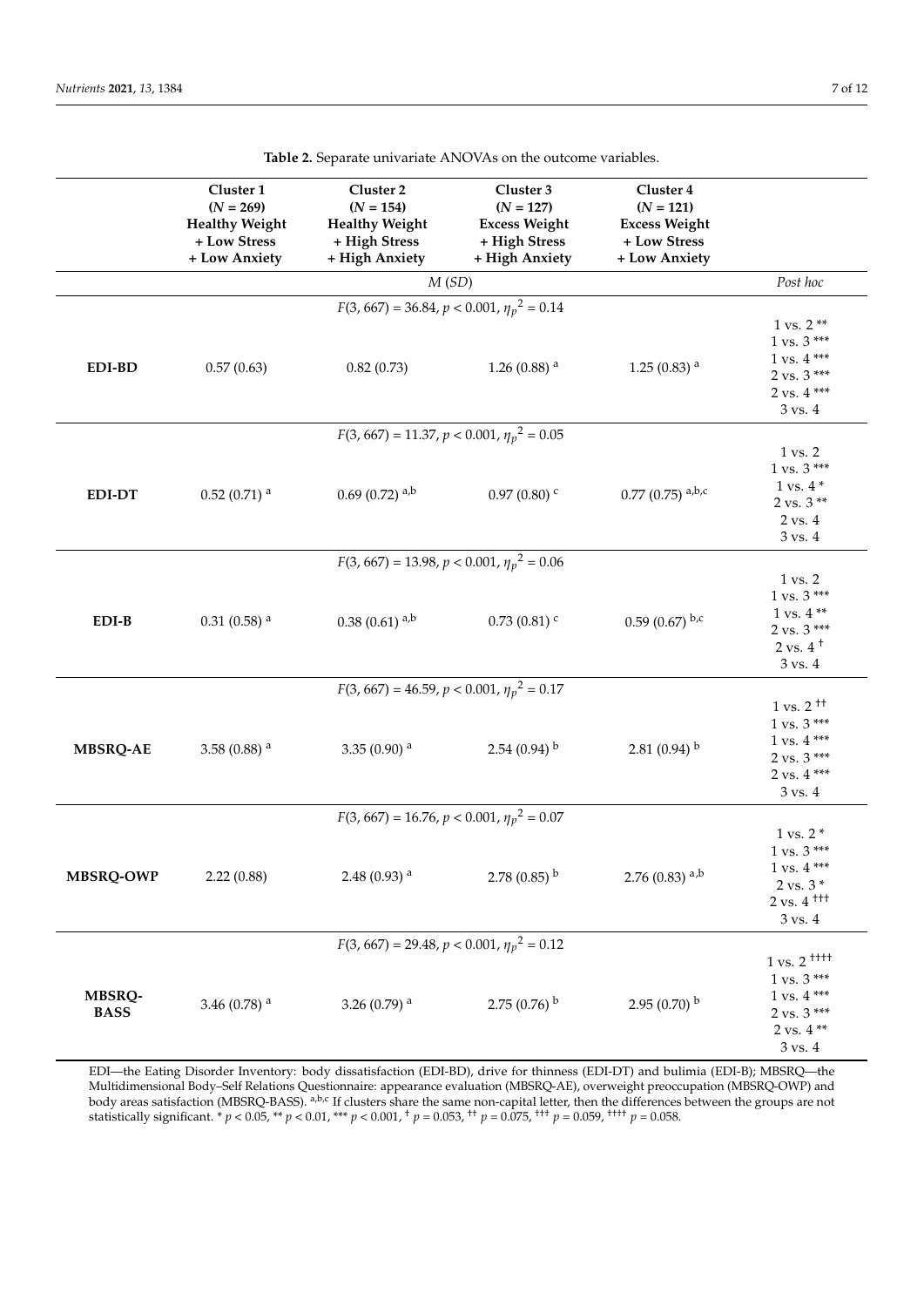**Table 2.** Separate univariate ANOVAs on the outcome variables.

| | Cluster 1 ($N$ = 269) Healthy Weight + Low Stress + Low Anxiety | Cluster 2 ($N$ = 154) Healthy Weight + High Stress + High Anxiety | Cluster 3 ($N$ = 127) Excess Weight + High Stress + High Anxiety | Cluster 4 ($N$ = 121) Excess Weight + Low Stress + Low Anxiety | |
|---|---|---|---|---|---|
| | $M$ ($SD$) | | | | *Post hoc* |
| | $F(3, 667) = 36.84$, $p < 0.001$, $\eta_p^2 = 0.14$ | | | | |
| **EDI-BD** | 0.57 (0.63) | 0.82 (0.73) | 1.26 (0.88) [a] | 1.25 (0.83) [a] | 1 vs. 2 ** <br> 1 vs. 3 *** <br> 1 vs. 4 *** <br> 2 vs. 3 *** <br> 2 vs. 4 *** <br> 3 vs. 4 |
| | $F(3, 667) = 11.37$, $p < 0.001$, $\eta_p^2 = 0.05$ | | | | |
| **EDI-DT** | 0.52 (0.71) [a] | 0.69 (0.72) [a,b] | 0.97 (0.80) [c] | 0.77 (0.75) [a,b,c] | 1 vs. 2 <br> 1 vs. 3 *** <br> 1 vs. 4 * <br> 2 vs. 3 ** <br> 2 vs. 4 <br> 3 vs. 4 |
| | $F(3, 667) = 13.98$, $p < 0.001$, $\eta_p^2 = 0.06$ | | | | |
| **EDI-B** | 0.31 (0.58) [a] | 0.38 (0.61) [a,b] | 0.73 (0.81) [c] | 0.59 (0.67) [b,c] | 1 vs. 2 <br> 1 vs. 3 *** <br> 1 vs. 4 ** <br> 2 vs. 3 *** <br> 2 vs. 4 † <br> 3 vs. 4 |
| | $F(3, 667) = 46.59$, $p < 0.001$, $\eta_p^2 = 0.17$ | | | | |
| **MBSRQ-AE** | 3.58 (0.88) [a] | 3.35 (0.90) [a] | 2.54 (0.94) [b] | 2.81 (0.94) [b] | 1 vs. 2 †† <br> 1 vs. 3 *** <br> 1 vs. 4 *** <br> 2 vs. 3 *** <br> 2 vs. 4 *** <br> 3 vs. 4 |
| | $F(3, 667) = 16.76$, $p < 0.001$, $\eta_p^2 = 0.07$ | | | | |
| **MBSRQ-OWP** | 2.22 (0.88) | 2.48 (0.93) [a] | 2.78 (0.85) [b] | 2.76 (0.83) [a,b] | 1 vs. 2 * <br> 1 vs. 3 *** <br> 1 vs. 4 *** <br> 2 vs. 3 * <br> 2 vs. 4 ††† <br> 3 vs. 4 |
| | $F(3, 667) = 29.48$, $p < 0.001$, $\eta_p^2 = 0.12$ | | | | |
| **MBSRQ-BASS** | 3.46 (0.78) [a] | 3.26 (0.79) [a] | 2.75 (0.76) [b] | 2.95 (0.70) [b] | 1 vs. 2 †††† <br> 1 vs. 3 *** <br> 1 vs. 4 *** <br> 2 vs. 3 *** <br> 2 vs. 4 ** <br> 3 vs. 4 |

EDI—the Eating Disorder Inventory: body dissatisfaction (EDI-BD), drive for thinness (EDI-DT) and bulimia (EDI-B); MBSRQ—the Multidimensional Body–Self Relations Questionnaire: appearance evaluation (MBSRQ-AE), overweight preoccupation (MBSRQ-OWP) and body areas satisfaction (MBSRQ-BASS). [a,b,c] If clusters share the same non-capital letter, then the differences between the groups are not statistically significant. * $p < 0.05$, ** $p < 0.01$, *** $p < 0.001$, † $p = 0.053$, †† $p = 0.075$, ††† $p = 0.059$, †††† $p = 0.058$.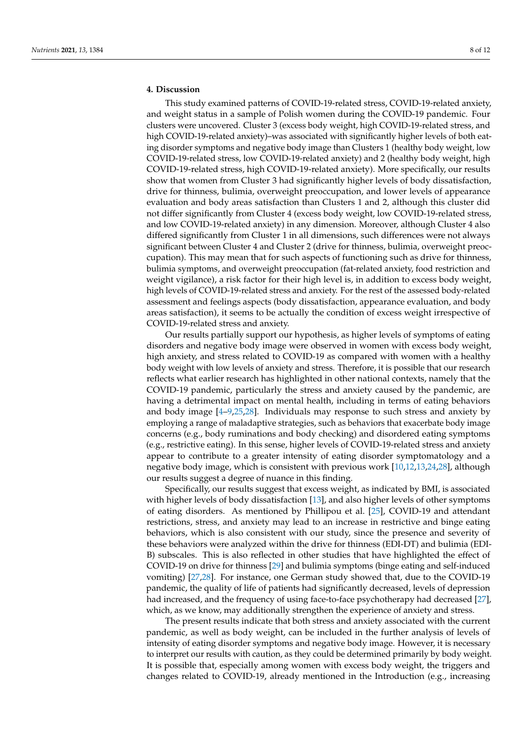## 4. Discussion

This study examined patterns of COVID-19-related stress, COVID-19-related anxiety, and weight status in a sample of Polish women during the COVID-19 pandemic. Four clusters were uncovered. Cluster 3 (excess body weight, high COVID-19-related stress, and high COVID-19-related anxiety)–was associated with significantly higher levels of both eating disorder symptoms and negative body image than Clusters 1 (healthy body weight, low COVID-19-related stress, low COVID-19-related anxiety) and 2 (healthy body weight, high COVID-19-related stress, high COVID-19-related anxiety). More specifically, our results show that women from Cluster 3 had significantly higher levels of body dissatisfaction, drive for thinness, bulimia, overweight preoccupation, and lower levels of appearance evaluation and body areas satisfaction than Clusters 1 and 2, although this cluster did not differ significantly from Cluster 4 (excess body weight, low COVID-19-related stress, and low COVID-19-related anxiety) in any dimension. Moreover, although Cluster 4 also differed significantly from Cluster 1 in all dimensions, such differences were not always significant between Cluster 4 and Cluster 2 (drive for thinness, bulimia, overweight preoccupation). This may mean that for such aspects of functioning such as drive for thinness, bulimia symptoms, and overweight preoccupation (fat-related anxiety, food restriction and weight vigilance), a risk factor for their high level is, in addition to excess body weight, high levels of COVID-19-related stress and anxiety. For the rest of the assessed body-related assessment and feelings aspects (body dissatisfaction, appearance evaluation, and body areas satisfaction), it seems to be actually the condition of excess weight irrespective of COVID-19-related stress and anxiety.

Our results partially support our hypothesis, as higher levels of symptoms of eating disorders and negative body image were observed in women with excess body weight, high anxiety, and stress related to COVID-19 as compared with women with a healthy body weight with low levels of anxiety and stress. Therefore, it is possible that our research reflects what earlier research has highlighted in other national contexts, namely that the COVID-19 pandemic, particularly the stress and anxiety caused by the pandemic, are having a detrimental impact on mental health, including in terms of eating behaviors and body image [4–9,25,28]. Individuals may response to such stress and anxiety by employing a range of maladaptive strategies, such as behaviors that exacerbate body image concerns (e.g., body ruminations and body checking) and disordered eating symptoms (e.g., restrictive eating). In this sense, higher levels of COVID-19-related stress and anxiety appear to contribute to a greater intensity of eating disorder symptomatology and a negative body image, which is consistent with previous work [10,12,13,24,28], although our results suggest a degree of nuance in this finding.

Specifically, our results suggest that excess weight, as indicated by BMI, is associated with higher levels of body dissatisfaction [13], and also higher levels of other symptoms of eating disorders. As mentioned by Phillipou et al. [25], COVID-19 and attendant restrictions, stress, and anxiety may lead to an increase in restrictive and binge eating behaviors, which is also consistent with our study, since the presence and severity of these behaviors were analyzed within the drive for thinness (EDI-DT) and bulimia (EDI-B) subscales. This is also reflected in other studies that have highlighted the effect of COVID-19 on drive for thinness [29] and bulimia symptoms (binge eating and self-induced vomiting) [27,28]. For instance, one German study showed that, due to the COVID-19 pandemic, the quality of life of patients had significantly decreased, levels of depression had increased, and the frequency of using face-to-face psychotherapy had decreased [27], which, as we know, may additionally strengthen the experience of anxiety and stress.

The present results indicate that both stress and anxiety associated with the current pandemic, as well as body weight, can be included in the further analysis of levels of intensity of eating disorder symptoms and negative body image. However, it is necessary to interpret our results with caution, as they could be determined primarily by body weight. It is possible that, especially among women with excess body weight, the triggers and changes related to COVID-19, already mentioned in the Introduction (e.g., increasing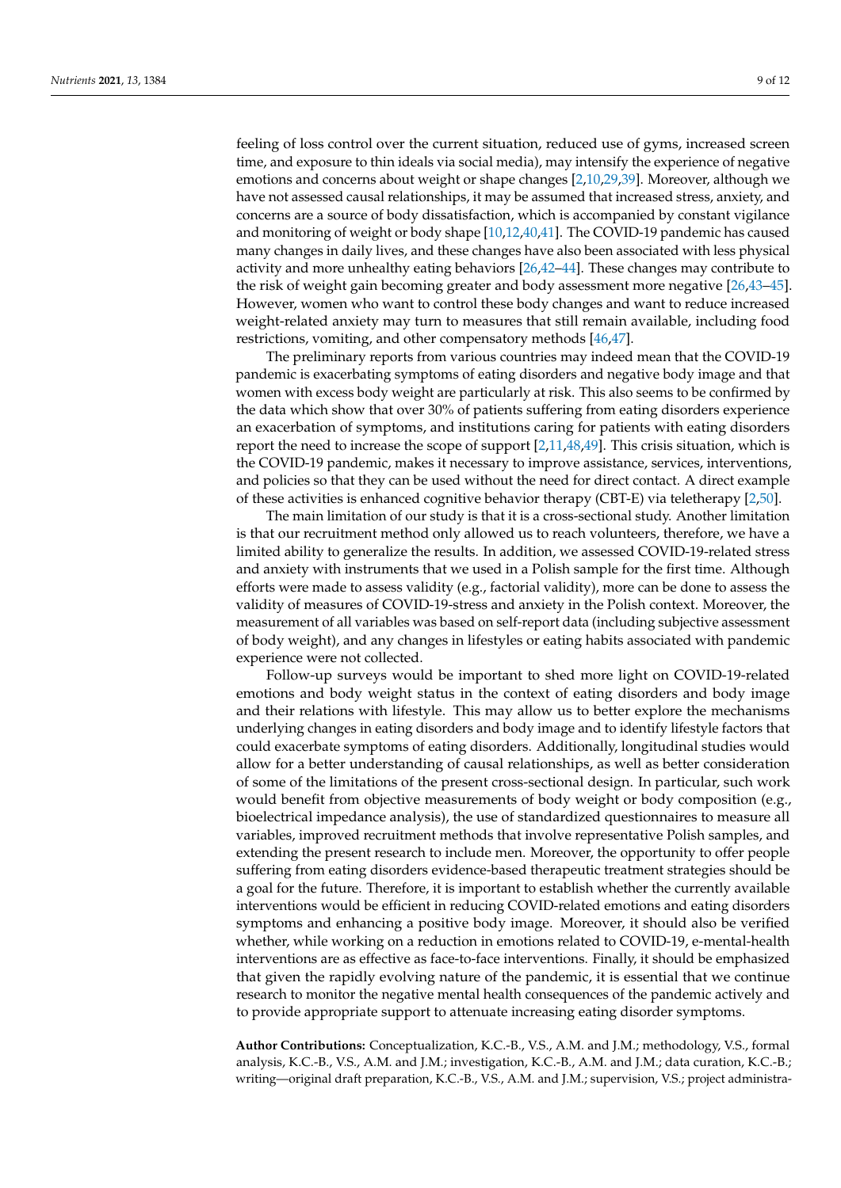feeling of loss control over the current situation, reduced use of gyms, increased screen time, and exposure to thin ideals via social media), may intensify the experience of negative emotions and concerns about weight or shape changes [2,10,29,39]. Moreover, although we have not assessed causal relationships, it may be assumed that increased stress, anxiety, and concerns are a source of body dissatisfaction, which is accompanied by constant vigilance and monitoring of weight or body shape [10,12,40,41]. The COVID-19 pandemic has caused many changes in daily lives, and these changes have also been associated with less physical activity and more unhealthy eating behaviors [26,42–44]. These changes may contribute to the risk of weight gain becoming greater and body assessment more negative [26,43–45]. However, women who want to control these body changes and want to reduce increased weight-related anxiety may turn to measures that still remain available, including food restrictions, vomiting, and other compensatory methods [46,47].

The preliminary reports from various countries may indeed mean that the COVID-19 pandemic is exacerbating symptoms of eating disorders and negative body image and that women with excess body weight are particularly at risk. This also seems to be confirmed by the data which show that over 30% of patients suffering from eating disorders experience an exacerbation of symptoms, and institutions caring for patients with eating disorders report the need to increase the scope of support [2,11,48,49]. This crisis situation, which is the COVID-19 pandemic, makes it necessary to improve assistance, services, interventions, and policies so that they can be used without the need for direct contact. A direct example of these activities is enhanced cognitive behavior therapy (CBT-E) via teletherapy [2,50].

The main limitation of our study is that it is a cross-sectional study. Another limitation is that our recruitment method only allowed us to reach volunteers, therefore, we have a limited ability to generalize the results. In addition, we assessed COVID-19-related stress and anxiety with instruments that we used in a Polish sample for the first time. Although efforts were made to assess validity (e.g., factorial validity), more can be done to assess the validity of measures of COVID-19-stress and anxiety in the Polish context. Moreover, the measurement of all variables was based on self-report data (including subjective assessment of body weight), and any changes in lifestyles or eating habits associated with pandemic experience were not collected.

Follow-up surveys would be important to shed more light on COVID-19-related emotions and body weight status in the context of eating disorders and body image and their relations with lifestyle. This may allow us to better explore the mechanisms underlying changes in eating disorders and body image and to identify lifestyle factors that could exacerbate symptoms of eating disorders. Additionally, longitudinal studies would allow for a better understanding of causal relationships, as well as better consideration of some of the limitations of the present cross-sectional design. In particular, such work would benefit from objective measurements of body weight or body composition (e.g., bioelectrical impedance analysis), the use of standardized questionnaires to measure all variables, improved recruitment methods that involve representative Polish samples, and extending the present research to include men. Moreover, the opportunity to offer people suffering from eating disorders evidence-based therapeutic treatment strategies should be a goal for the future. Therefore, it is important to establish whether the currently available interventions would be efficient in reducing COVID-related emotions and eating disorders symptoms and enhancing a positive body image. Moreover, it should also be verified whether, while working on a reduction in emotions related to COVID-19, e-mental-health interventions are as effective as face-to-face interventions. Finally, it should be emphasized that given the rapidly evolving nature of the pandemic, it is essential that we continue research to monitor the negative mental health consequences of the pandemic actively and to provide appropriate support to attenuate increasing eating disorder symptoms.

**Author Contributions:** Conceptualization, K.C.-B., V.S., A.M. and J.M.; methodology, V.S., formal analysis, K.C.-B., V.S., A.M. and J.M.; investigation, K.C.-B., A.M. and J.M.; data curation, K.C.-B.; writing—original draft preparation, K.C.-B., V.S., A.M. and J.M.; supervision, V.S.; project administra-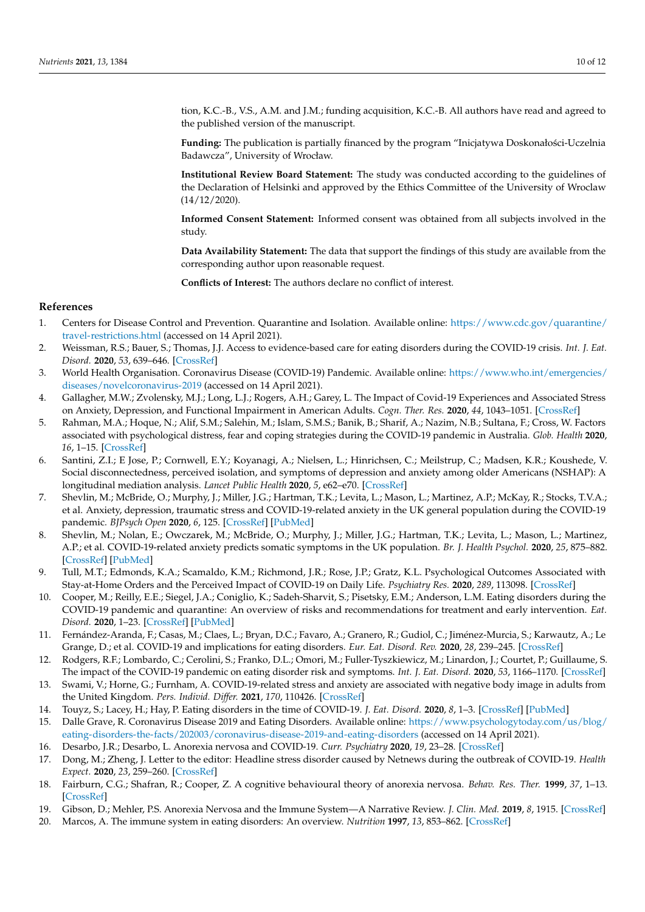tion, K.C.-B., V.S., A.M. and J.M.; funding acquisition, K.C.-B. All authors have read and agreed to the published version of the manuscript.

**Funding:** The publication is partially financed by the program "Inicjatywa Doskonałości-Uczelnia Badawcza", University of Wrocław.

**Institutional Review Board Statement:** The study was conducted according to the guidelines of the Declaration of Helsinki and approved by the Ethics Committee of the University of Wroclaw (14/12/2020).

**Informed Consent Statement:** Informed consent was obtained from all subjects involved in the study.

**Data Availability Statement:** The data that support the findings of this study are available from the corresponding author upon reasonable request.

**Conflicts of Interest:** The authors declare no conflict of interest.

## References

1. Centers for Disease Control and Prevention. Quarantine and Isolation. Available online: https://www.cdc.gov/quarantine/travel-restrictions.html (accessed on 14 April 2021).
2. Weissman, R.S.; Bauer, S.; Thomas, J.J. Access to evidence-based care for eating disorders during the COVID-19 crisis. *Int. J. Eat. Disord.* **2020**, *53*, 639–646. [CrossRef]
3. World Health Organisation. Coronavirus Disease (COVID-19) Pandemic. Available online: https://www.who.int/emergencies/diseases/novelcoronavirus-2019 (accessed on 14 April 2021).
4. Gallagher, M.W.; Zvolensky, M.J.; Long, L.J.; Rogers, A.H.; Garey, L. The Impact of Covid-19 Experiences and Associated Stress on Anxiety, Depression, and Functional Impairment in American Adults. *Cogn. Ther. Res.* **2020**, *44*, 1043–1051. [CrossRef]
5. Rahman, M.A.; Hoque, N.; Alif, S.M.; Salehin, M.; Islam, S.M.S.; Banik, B.; Sharif, A.; Nazim, N.B.; Sultana, F.; Cross, W. Factors associated with psychological distress, fear and coping strategies during the COVID-19 pandemic in Australia. *Glob. Health* **2020**, *16*, 1–15. [CrossRef]
6. Santini, Z.I.; E Jose, P.; Cornwell, E.Y.; Koyanagi, A.; Nielsen, L.; Hinrichsen, C.; Meilstrup, C.; Madsen, K.R.; Koushede, V. Social disconnectedness, perceived isolation, and symptoms of depression and anxiety among older Americans (NSHAP): A longitudinal mediation analysis. *Lancet Public Health* **2020**, *5*, e62–e70. [CrossRef]
7. Shevlin, M.; McBride, O.; Murphy, J.; Miller, J.G.; Hartman, T.K.; Levita, L.; Mason, L.; Martinez, A.P.; McKay, R.; Stocks, T.V.A.; et al. Anxiety, depression, traumatic stress and COVID-19-related anxiety in the UK general population during the COVID-19 pandemic. *BJPsych Open* **2020**, *6*, 125. [CrossRef] [PubMed]
8. Shevlin, M.; Nolan, E.; Owczarek, M.; McBride, O.; Murphy, J.; Miller, J.G.; Hartman, T.K.; Levita, L.; Mason, L.; Martinez, A.P.; et al. COVID-19-related anxiety predicts somatic symptoms in the UK population. *Br. J. Health Psychol.* **2020**, *25*, 875–882. [CrossRef] [PubMed]
9. Tull, M.T.; Edmonds, K.A.; Scamaldo, K.M.; Richmond, J.R.; Rose, J.P.; Gratz, K.L. Psychological Outcomes Associated with Stay-at-Home Orders and the Perceived Impact of COVID-19 on Daily Life. *Psychiatry Res.* **2020**, *289*, 113098. [CrossRef]
10. Cooper, M.; Reilly, E.E.; Siegel, J.A.; Coniglio, K.; Sadeh-Sharvit, S.; Pisetsky, E.M.; Anderson, L.M. Eating disorders during the COVID-19 pandemic and quarantine: An overview of risks and recommendations for treatment and early intervention. *Eat. Disord.* **2020**, 1–23. [CrossRef] [PubMed]
11. Fernández-Aranda, F.; Casas, M.; Claes, L.; Bryan, D.C.; Favaro, A.; Granero, R.; Gudiol, C.; Jiménez-Murcia, S.; Karwautz, A.; Le Grange, D.; et al. COVID-19 and implications for eating disorders. *Eur. Eat. Disord. Rev.* **2020**, *28*, 239–245. [CrossRef]
12. Rodgers, R.F.; Lombardo, C.; Cerolini, S.; Franko, D.L.; Omori, M.; Fuller-Tyszkiewicz, M.; Linardon, J.; Courtet, P.; Guillaume, S. The impact of the COVID-19 pandemic on eating disorder risk and symptoms. *Int. J. Eat. Disord.* **2020**, *53*, 1166–1170. [CrossRef]
13. Swami, V.; Horne, G.; Furnham, A. COVID-19-related stress and anxiety are associated with negative body image in adults from the United Kingdom. *Pers. Individ. Differ.* **2021**, *170*, 110426. [CrossRef]
14. Touyz, S.; Lacey, H.; Hay, P. Eating disorders in the time of COVID-19. *J. Eat. Disord.* **2020**, *8*, 1–3. [CrossRef] [PubMed]
15. Dalle Grave, R. Coronavirus Disease 2019 and Eating Disorders. Available online: https://www.psychologytoday.com/us/blog/eating-disorders-the-facts/202003/coronavirus-disease-2019-and-eating-disorders (accessed on 14 April 2021).
16. Desarbo, J.R.; Desarbo, L. Anorexia nervosa and COVID-19. *Curr. Psychiatry* **2020**, *19*, 23–28. [CrossRef]
17. Dong, M.; Zheng, J. Letter to the editor: Headline stress disorder caused by Netnews during the outbreak of COVID-19. *Health Expect.* **2020**, *23*, 259–260. [CrossRef]
18. Fairburn, C.G.; Shafran, R.; Cooper, Z. A cognitive behavioural theory of anorexia nervosa. *Behav. Res. Ther.* **1999**, *37*, 1–13. [CrossRef]
19. Gibson, D.; Mehler, P.S. Anorexia Nervosa and the Immune System—A Narrative Review. *J. Clin. Med.* **2019**, *8*, 1915. [CrossRef]
20. Marcos, A. The immune system in eating disorders: An overview. *Nutrition* **1997**, *13*, 853–862. [CrossRef]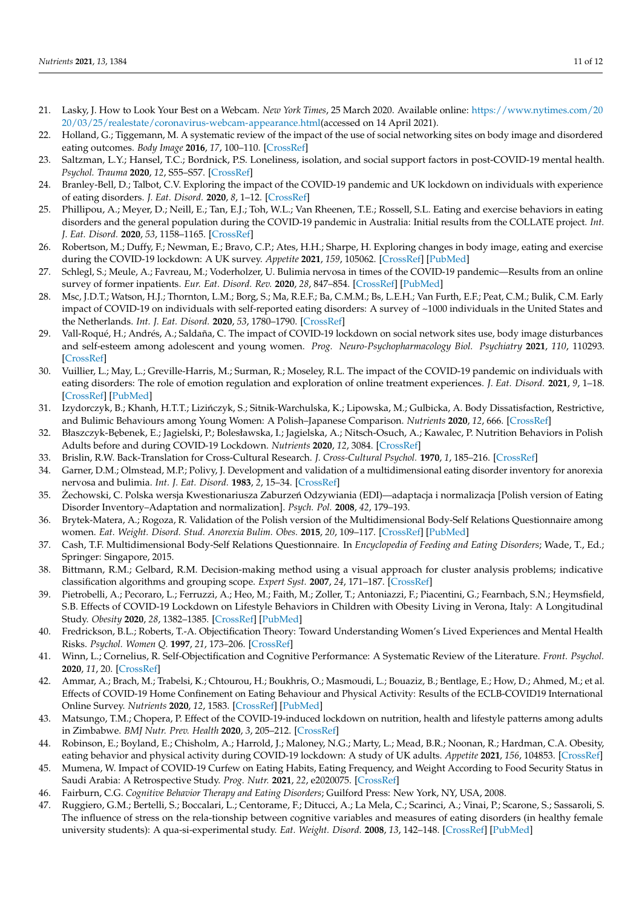21. Lasky, J. How to Look Your Best on a Webcam. *New York Times*, 25 March 2020. Available online: https://www.nytimes.com/2020/03/25/realestate/coronavirus-webcam-appearance.html(accessed on 14 April 2021).
22. Holland, G.; Tiggemann, M. A systematic review of the impact of the use of social networking sites on body image and disordered eating outcomes. *Body Image* **2016**, *17*, 100–110. [CrossRef]
23. Saltzman, L.Y.; Hansel, T.C.; Bordnick, P.S. Loneliness, isolation, and social support factors in post-COVID-19 mental health. *Psychol. Trauma* **2020**, *12*, S55–S57. [CrossRef]
24. Branley-Bell, D.; Talbot, C.V. Exploring the impact of the COVID-19 pandemic and UK lockdown on individuals with experience of eating disorders. *J. Eat. Disord.* **2020**, *8*, 1–12. [CrossRef]
25. Phillipou, A.; Meyer, D.; Neill, E.; Tan, E.J.; Toh, W.L.; Van Rheenen, T.E.; Rossell, S.L. Eating and exercise behaviors in eating disorders and the general population during the COVID-19 pandemic in Australia: Initial results from the COLLATE project. *Int. J. Eat. Disord.* **2020**, *53*, 1158–1165. [CrossRef]
26. Robertson, M.; Duffy, F.; Newman, E.; Bravo, C.P.; Ates, H.H.; Sharpe, H. Exploring changes in body image, eating and exercise during the COVID-19 lockdown: A UK survey. *Appetite* **2021**, *159*, 105062. [CrossRef] [PubMed]
27. Schlegl, S.; Meule, A.; Favreau, M.; Voderholzer, U. Bulimia nervosa in times of the COVID-19 pandemic—Results from an online survey of former inpatients. *Eur. Eat. Disord. Rev.* **2020**, *28*, 847–854. [CrossRef] [PubMed]
28. Msc, J.D.T.; Watson, H.J.; Thornton, L.M.; Borg, S.; Ma, R.E.F.; Ba, C.M.M.; Bs, L.E.H.; Van Furth, E.F.; Peat, C.M.; Bulik, C.M. Early impact of COVID-19 on individuals with self-reported eating disorders: A survey of ~1000 individuals in the United States and the Netherlands. *Int. J. Eat. Disord.* **2020**, *53*, 1780–1790. [CrossRef]
29. Vall-Roqué, H.; Andrés, A.; Saldaña, C. The impact of COVID-19 lockdown on social network sites use, body image disturbances and self-esteem among adolescent and young women. *Prog. Neuro-Psychopharmacology Biol. Psychiatry* **2021**, *110*, 110293. [CrossRef]
30. Vuillier, L.; May, L.; Greville-Harris, M.; Surman, R.; Moseley, R.L. The impact of the COVID-19 pandemic on individuals with eating disorders: The role of emotion regulation and exploration of online treatment experiences. *J. Eat. Disord.* **2021**, *9*, 1–18. [CrossRef] [PubMed]
31. Izydorczyk, B.; Khanh, H.T.T.; Lizińczyk, S.; Sitnik-Warchulska, K.; Lipowska, M.; Gulbicka, A. Body Dissatisfaction, Restrictive, and Bulimic Behaviours among Young Women: A Polish–Japanese Comparison. *Nutrients* **2020**, *12*, 666. [CrossRef]
32. Błaszczyk-Bębenek, E.; Jagielski, P.; Bolesławska, I.; Jagielska, A.; Nitsch-Osuch, A.; Kawalec, P. Nutrition Behaviors in Polish Adults before and during COVID-19 Lockdown. *Nutrients* **2020**, *12*, 3084. [CrossRef]
33. Brislin, R.W. Back-Translation for Cross-Cultural Research. *J. Cross-Cultural Psychol.* **1970**, *1*, 185–216. [CrossRef]
34. Garner, D.M.; Olmstead, M.P.; Polivy, J. Development and validation of a multidimensional eating disorder inventory for anorexia nervosa and bulimia. *Int. J. Eat. Disord.* **1983**, *2*, 15–34. [CrossRef]
35. Żechowski, C. Polska wersja Kwestionariusza Zaburzeń Odżywiania (EDI)—adaptacja i normalizacja [Polish version of Eating Disorder Inventory–Adaptation and normalization]. *Psych. Pol.* **2008**, *42*, 179–193.
36. Brytek-Matera, A.; Rogoza, R. Validation of the Polish version of the Multidimensional Body-Self Relations Questionnaire among women. *Eat. Weight. Disord. Stud. Anorexia Bulim. Obes.* **2015**, *20*, 109–117. [CrossRef] [PubMed]
37. Cash, T.F. Multidimensional Body-Self Relations Questionnaire. In *Encyclopedia of Feeding and Eating Disorders*; Wade, T., Ed.; Springer: Singapore, 2015.
38. Bittmann, R.M.; Gelbard, R.M. Decision-making method using a visual approach for cluster analysis problems; indicative classification algorithms and grouping scope. *Expert Syst.* **2007**, *24*, 171–187. [CrossRef]
39. Pietrobelli, A.; Pecoraro, L.; Ferruzzi, A.; Heo, M.; Faith, M.; Zoller, T.; Antoniazzi, F.; Piacentini, G.; Fearnbach, S.N.; Heymsfield, S.B. Effects of COVID-19 Lockdown on Lifestyle Behaviors in Children with Obesity Living in Verona, Italy: A Longitudinal Study. *Obesity* **2020**, *28*, 1382–1385. [CrossRef] [PubMed]
40. Fredrickson, B.L.; Roberts, T.-A. Objectification Theory: Toward Understanding Women's Lived Experiences and Mental Health Risks. *Psychol. Women Q.* **1997**, *21*, 173–206. [CrossRef]
41. Winn, L.; Cornelius, R. Self-Objectification and Cognitive Performance: A Systematic Review of the Literature. *Front. Psychol.* **2020**, *11*, 20. [CrossRef]
42. Ammar, A.; Brach, M.; Trabelsi, K.; Chtourou, H.; Boukhris, O.; Masmoudi, L.; Bouaziz, B.; Bentlage, E.; How, D.; Ahmed, M.; et al. Effects of COVID-19 Home Confinement on Eating Behaviour and Physical Activity: Results of the ECLB-COVID19 International Online Survey. *Nutrients* **2020**, *12*, 1583. [CrossRef] [PubMed]
43. Matsungo, T.M.; Chopera, P. Effect of the COVID-19-induced lockdown on nutrition, health and lifestyle patterns among adults in Zimbabwe. *BMJ Nutr. Prev. Health* **2020**, *3*, 205–212. [CrossRef]
44. Robinson, E.; Boyland, E.; Chisholm, A.; Harrold, J.; Maloney, N.G.; Marty, L.; Mead, B.R.; Noonan, R.; Hardman, C.A. Obesity, eating behavior and physical activity during COVID-19 lockdown: A study of UK adults. *Appetite* **2021**, *156*, 104853. [CrossRef]
45. Mumena, W. Impact of COVID-19 Curfew on Eating Habits, Eating Frequency, and Weight According to Food Security Status in Saudi Arabia: A Retrospective Study. *Prog. Nutr.* **2021**, *22*, e2020075. [CrossRef]
46. Fairburn, C.G. *Cognitive Behavior Therapy and Eating Disorders*; Guilford Press: New York, NY, USA, 2008.
47. Ruggiero, G.M.; Bertelli, S.; Boccalari, L.; Centorame, F.; Ditucci, A.; La Mela, C.; Scarinci, A.; Vinai, P.; Scarone, S.; Sassaroli, S. The influence of stress on the rela-tionship between cognitive variables and measures of eating disorders (in healthy female university students): A qua-si-experimental study. *Eat. Weight. Disord.* **2008**, *13*, 142–148. [CrossRef] [PubMed]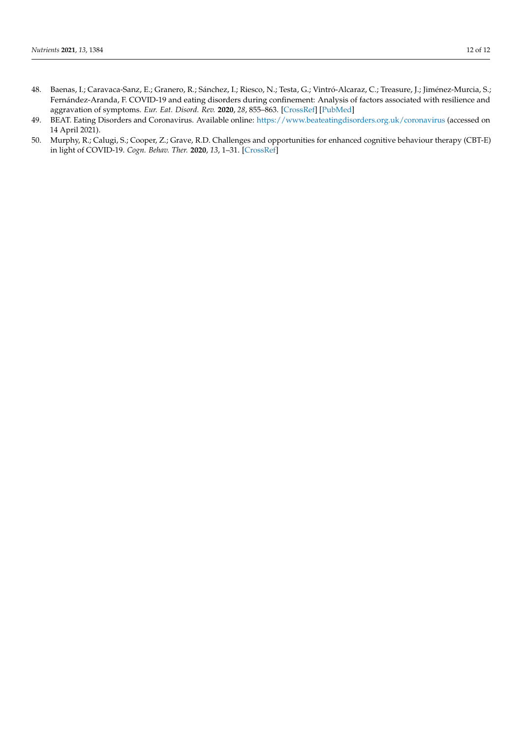48. Baenas, I.; Caravaca-Sanz, E.; Granero, R.; Sánchez, I.; Riesco, N.; Testa, G.; Vintró-Alcaraz, C.; Treasure, J.; Jiménez-Murcia, S.; Fernández-Aranda, F. COVID-19 and eating disorders during confinement: Analysis of factors associated with resilience and aggravation of symptoms. *Eur. Eat. Disord. Rev.* **2020**, *28*, 855–863. [CrossRef] [PubMed]
49. BEAT. Eating Disorders and Coronavirus. Available online: https://www.beateatingdisorders.org.uk/coronavirus (accessed on 14 April 2021).
50. Murphy, R.; Calugi, S.; Cooper, Z.; Grave, R.D. Challenges and opportunities for enhanced cognitive behaviour therapy (CBT-E) in light of COVID-19. *Cogn. Behav. Ther.* **2020**, *13*, 1–31. [CrossRef]